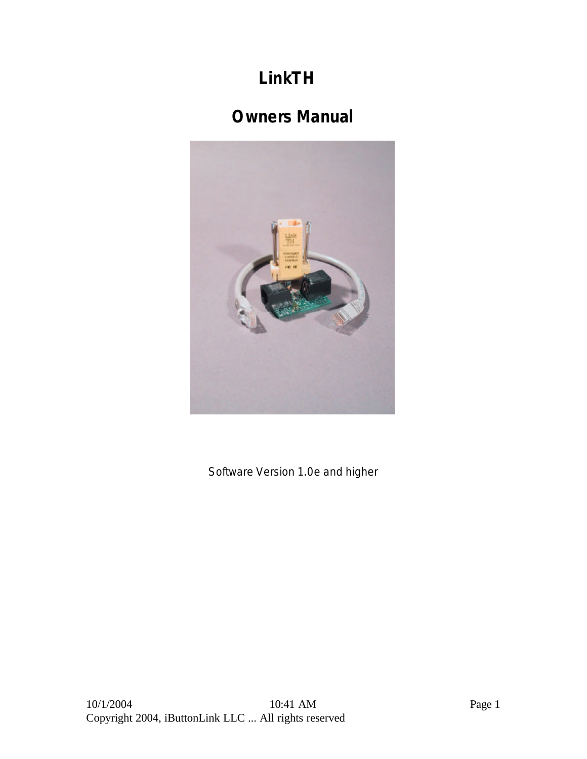# LinkTH

# Owners Manual

Software Version 1.0e and higher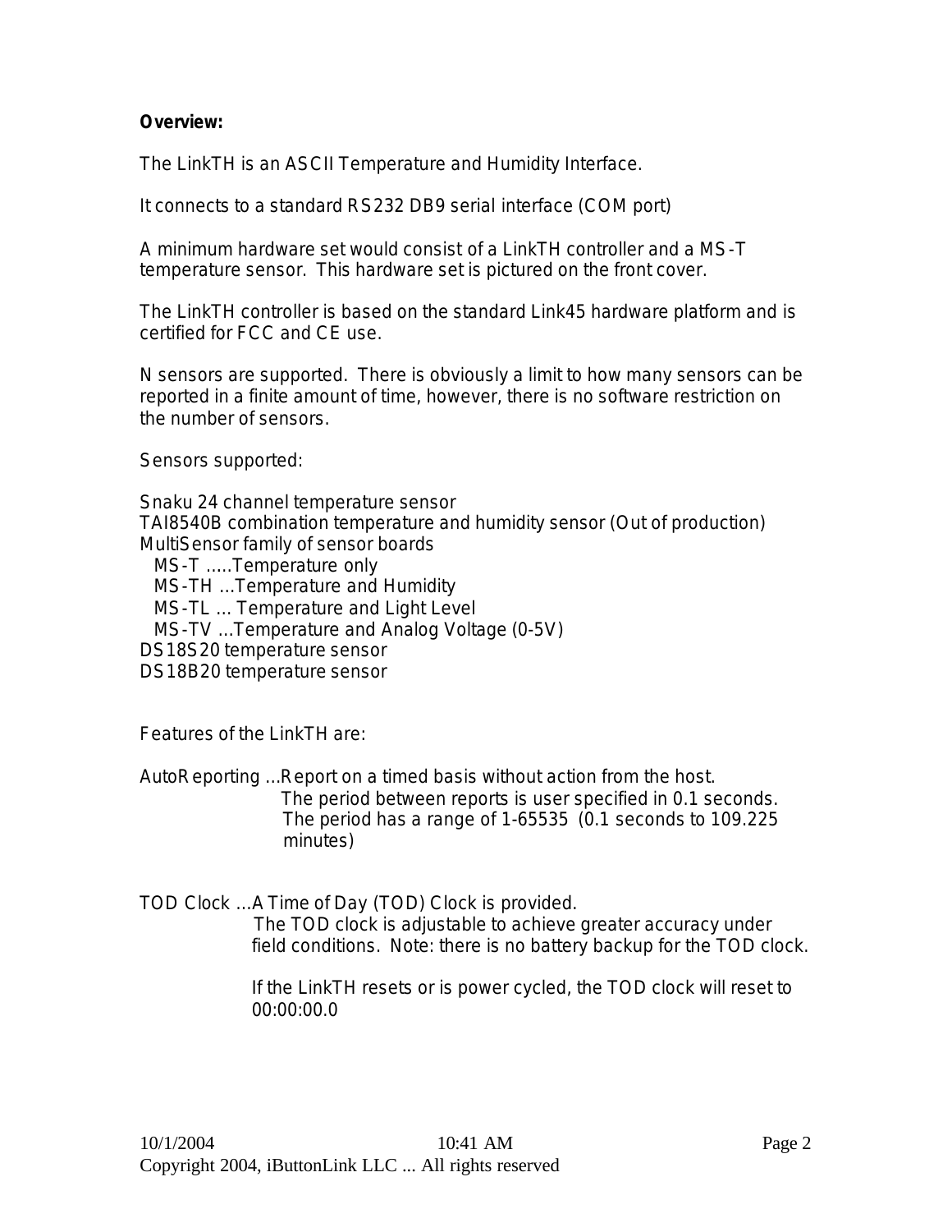**Overview:**

The LinkTH is an ASCII Temperature and Humidity Interface.

It connects to a standard RS232 DB9 serial interface (COM port)

A minimum hardware set would consist of a LinkTH controller and a MS-T temperature sensor. This hardware set is pictured on the front cover.

The LinkTH controller is based on the standard Link45 hardware platform and is certified for FCC and CE use.

N sensors are supported. There is obviously a limit to how many sensors can be reported in a finite amount of time, however, there is no software restriction on the number of sensors.

Sensors supported:

Snaku 24 channel temperature sensor
TAI8540B combination temperature and humidity sensor (Out of production)
MultiSensor family of sensor boards
   MS-T .....Temperature only
   MS-TH ...Temperature and Humidity
   MS-TL ... Temperature and Light Level
   MS-TV ...Temperature and Analog Voltage (0-5V)
DS18S20 temperature sensor
DS18B20 temperature sensor

Features of the LinkTH are:

AutoReporting ...Report on a timed basis without action from the host.
The period between reports is user specified in 0.1 seconds.
The period has a range of 1-65535 (0.1 seconds to 109.225 minutes)

TOD Clock ...A Time of Day (TOD) Clock is provided.
The TOD clock is adjustable to achieve greater accuracy under field conditions. Note: there is no battery backup for the TOD clock.

If the LinkTH resets or is power cycled, the TOD clock will reset to 00:00:00.0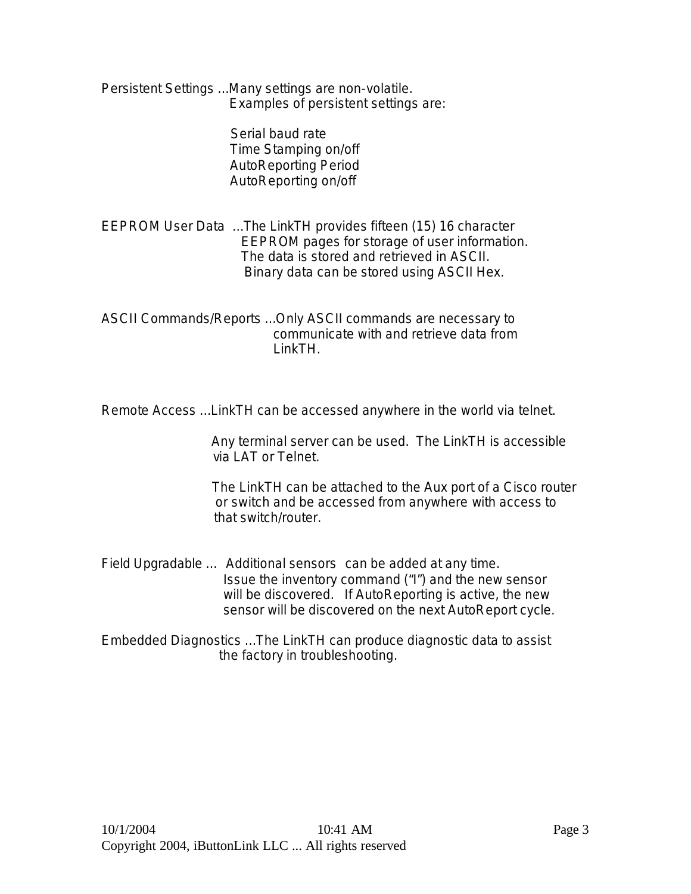Persistent Settings ...Many settings are non-volatile.
Examples of persistent settings are:

- Serial baud rate
- Time Stamping on/off
- AutoReporting Period
- AutoReporting on/off

EEPROM User Data ...The LinkTH provides fifteen (15) 16 character EEPROM pages for storage of user information. The data is stored and retrieved in ASCII. Binary data can be stored using ASCII Hex.

ASCII Commands/Reports ...Only ASCII commands are necessary to communicate with and retrieve data from LinkTH.

Remote Access ...LinkTH can be accessed anywhere in the world via telnet.

Any terminal server can be used. The LinkTH is accessible via LAT or Telnet.

The LinkTH can be attached to the Aux port of a Cisco router or switch and be accessed from anywhere with access to that switch/router.

Field Upgradable ... Additional sensors can be added at any time. Issue the inventory command ("I") and the new sensor will be discovered. If AutoReporting is active, the new sensor will be discovered on the next AutoReport cycle.

Embedded Diagnostics ...The LinkTH can produce diagnostic data to assist the factory in troubleshooting.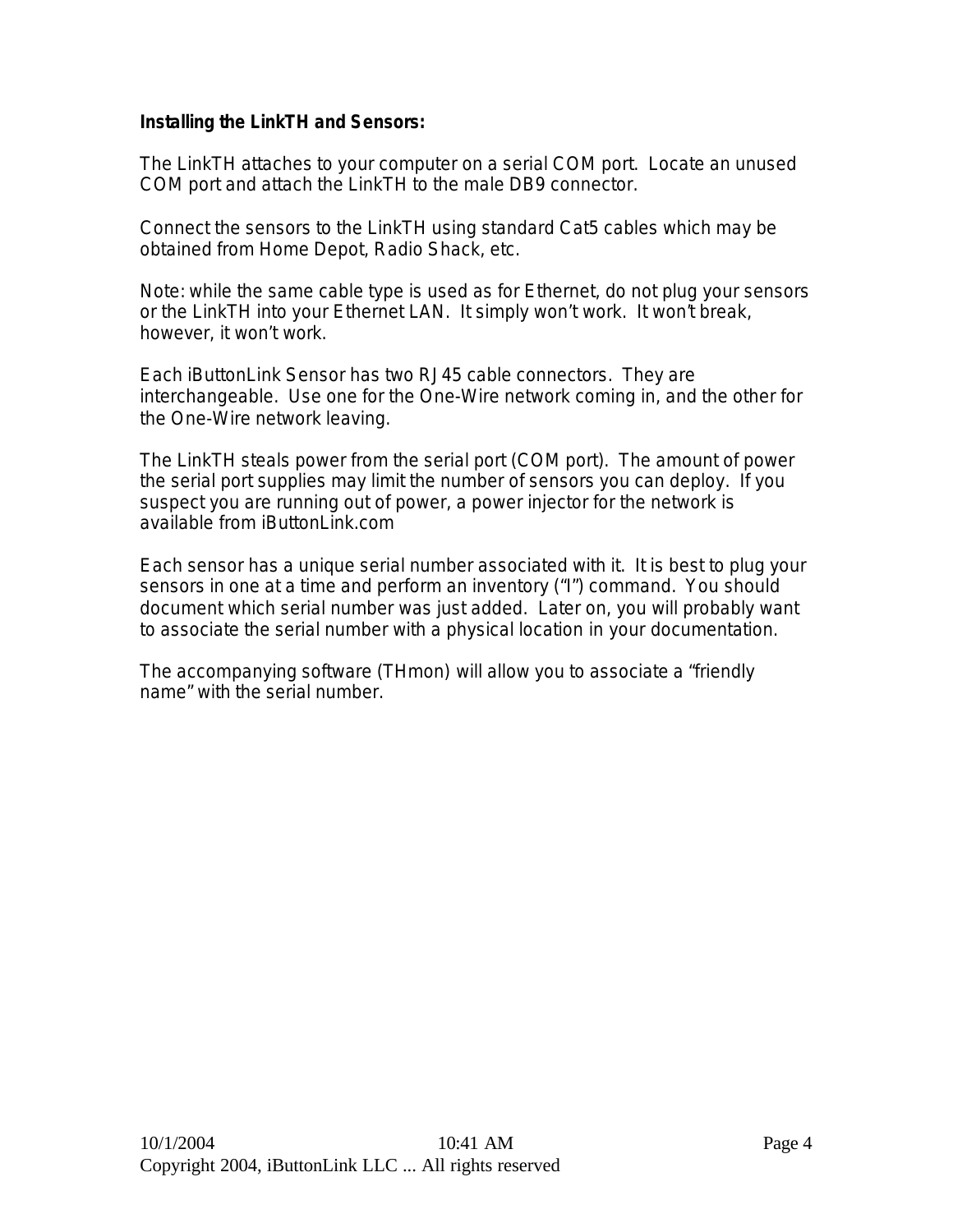**Installing the LinkTH and Sensors:**

The LinkTH attaches to your computer on a serial COM port. Locate an unused COM port and attach the LinkTH to the male DB9 connector.

Connect the sensors to the LinkTH using standard Cat5 cables which may be obtained from Home Depot, Radio Shack, etc.

Note: while the same cable type is used as for Ethernet, do not plug your sensors or the LinkTH into your Ethernet LAN. It simply won't work. It won't break, however, it won't work.

Each iButtonLink Sensor has two RJ45 cable connectors. They are interchangeable. Use one for the One-Wire network coming in, and the other for the One-Wire network leaving.

The LinkTH steals power from the serial port (COM port). The amount of power the serial port supplies may limit the number of sensors you can deploy. If you suspect you are running out of power, a power injector for the network is available from iButtonLink.com

Each sensor has a unique serial number associated with it. It is best to plug your sensors in one at a time and perform an inventory ("I") command. You should document which serial number was just added. Later on, you will probably want to associate the serial number with a physical location in your documentation.

The accompanying software (THmon) will allow you to associate a "friendly name" with the serial number.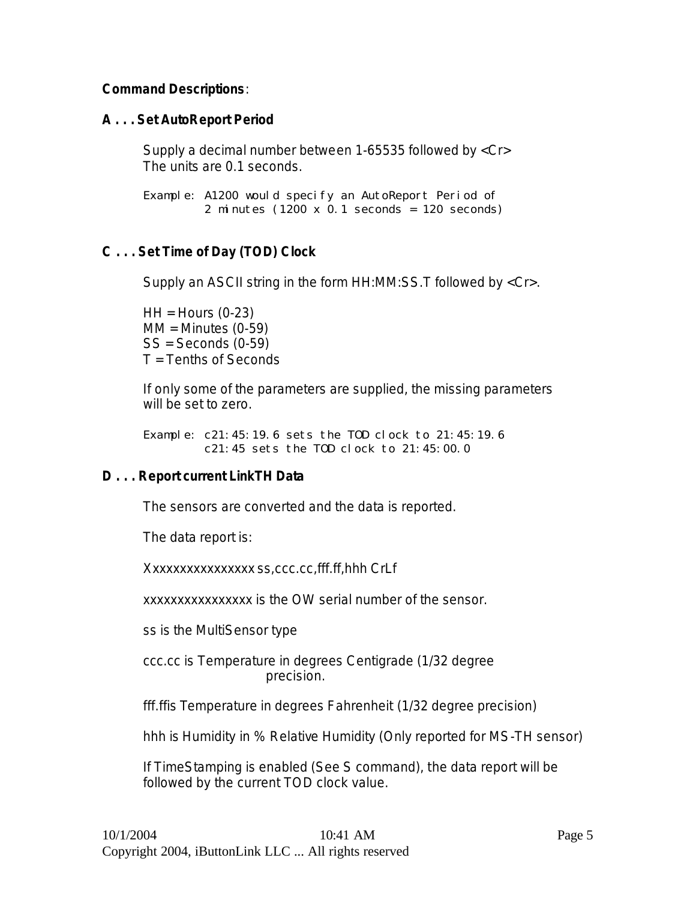**Command Descriptions**:

**A . . . Set AutoReport Period**

Supply a decimal number between 1-65535 followed by <Cr>
The units are 0.1 seconds.

```
Example: A1200 would specify an AutoReport Period of
         2 minutes (1200 x 0.1 seconds = 120 seconds)
```

**C . . . Set Time of Day (TOD) Clock**

Supply an ASCII string in the form HH:MM:SS.T followed by <Cr>.

HH = Hours (0-23)
MM = Minutes (0-59)
SS = Seconds (0-59)
T = Tenths of Seconds

If only some of the parameters are supplied, the missing parameters will be set to zero.

```
Example: c21:45:19.6 sets the TOD clock to 21:45:19.6
         c21:45 sets the TOD clock to 21:45:00.0
```

**D . . . Report current LinkTH Data**

The sensors are converted and the data is reported.

The data report is:

Xxxxxxxxxxxxxxxx ss,ccc.cc,fff.ff,hhh CrLf

xxxxxxxxxxxxxxxx is the OW serial number of the sensor.

ss is the MultiSensor type

ccc.cc is Temperature in degrees Centigrade (1/32 degree precision.

fff.ffis Temperature in degrees Fahrenheit (1/32 degree precision)

hhh is Humidity in % Relative Humidity (Only reported for MS-TH sensor)

If TimeStamping is enabled (See S command), the data report will be followed by the current TOD clock value.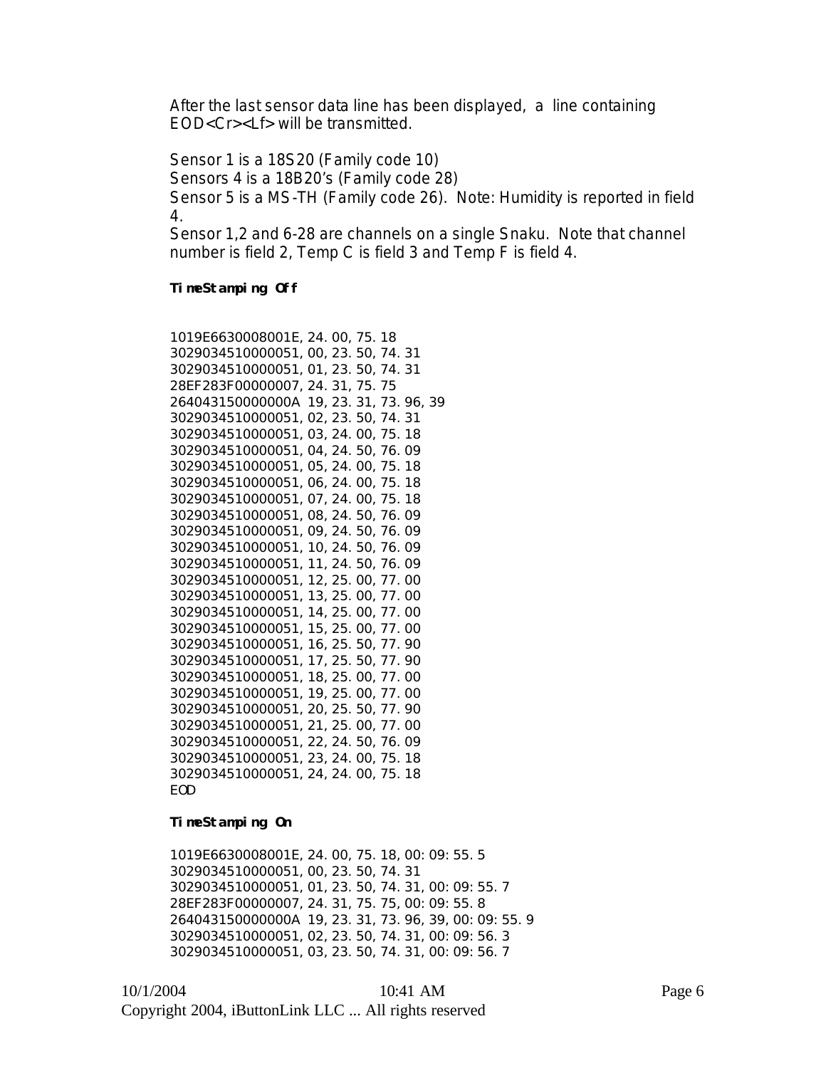After the last sensor data line has been displayed, a line containing EOD<Cr><Lf> will be transmitted.

Sensor 1 is a 18S20 (Family code 10)
Sensors 4 is a 18B20's (Family code 28)
Sensor 5 is a MS-TH (Family code 26). Note: Humidity is reported in field 4.
Sensor 1,2 and 6-28 are channels on a single Snaku. Note that channel number is field 2, Temp C is field 3 and Temp F is field 4.

**TimeStamping Off**

```
1019E6630008001E, 24. 00, 75. 18
3029034510000051, 00, 23. 50, 74. 31
3029034510000051, 01, 23. 50, 74. 31
28EF283F00000007, 24. 31, 75. 75
264043150000000A 19, 23. 31, 73. 96, 39
3029034510000051, 02, 23. 50, 74. 31
3029034510000051, 03, 24. 00, 75. 18
3029034510000051, 04, 24. 50, 76. 09
3029034510000051, 05, 24. 00, 75. 18
3029034510000051, 06, 24. 00, 75. 18
3029034510000051, 07, 24. 00, 75. 18
3029034510000051, 08, 24. 50, 76. 09
3029034510000051, 09, 24. 50, 76. 09
3029034510000051, 10, 24. 50, 76. 09
3029034510000051, 11, 24. 50, 76. 09
3029034510000051, 12, 25. 00, 77. 00
3029034510000051, 13, 25. 00, 77. 00
3029034510000051, 14, 25. 00, 77. 00
3029034510000051, 15, 25. 00, 77. 00
3029034510000051, 16, 25. 50, 77. 90
3029034510000051, 17, 25. 50, 77. 90
3029034510000051, 18, 25. 00, 77. 00
3029034510000051, 19, 25. 00, 77. 00
3029034510000051, 20, 25. 50, 77. 90
3029034510000051, 21, 25. 00, 77. 00
3029034510000051, 22, 24. 50, 76. 09
3029034510000051, 23, 24. 00, 75. 18
3029034510000051, 24, 24. 00, 75. 18
EOD
```

**TimeStamping On**

```
1019E6630008001E, 24. 00, 75. 18, 00: 09: 55. 5
3029034510000051, 00, 23. 50, 74. 31
3029034510000051, 01, 23. 50, 74. 31, 00: 09: 55. 7
28EF283F00000007, 24. 31, 75. 75, 00: 09: 55. 8
264043150000000A 19, 23. 31, 73. 96, 39, 00: 09: 55. 9
3029034510000051, 02, 23. 50, 74. 31, 00: 09: 56. 3
3029034510000051, 03, 23. 50, 74. 31, 00: 09: 56. 7
```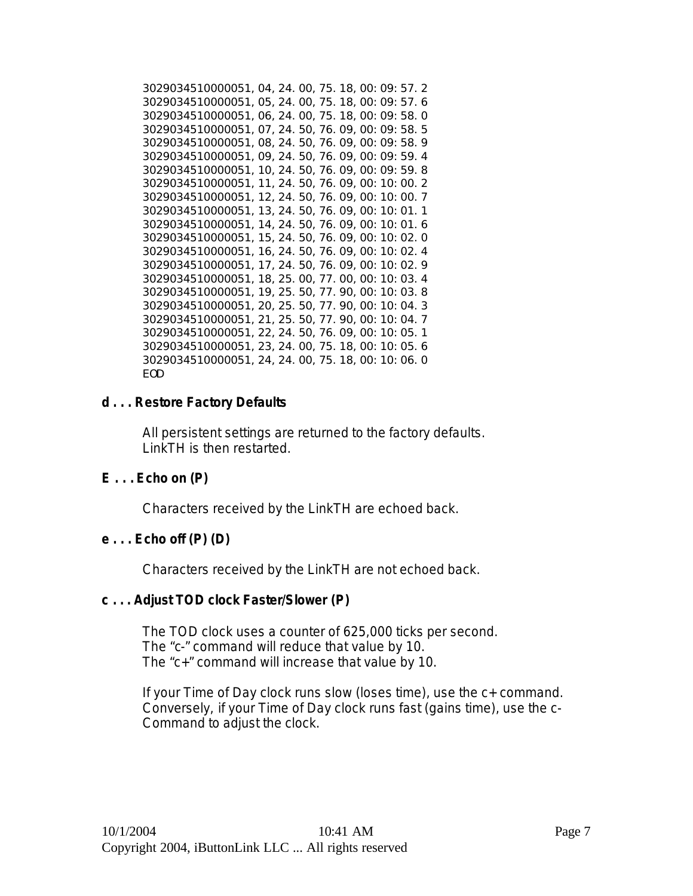```
3029034510000051, 04, 24. 00, 75. 18, 00: 09: 57. 2
3029034510000051, 05, 24. 00, 75. 18, 00: 09: 57. 6
3029034510000051, 06, 24. 00, 75. 18, 00: 09: 58. 0
3029034510000051, 07, 24. 50, 76. 09, 00: 09: 58. 5
3029034510000051, 08, 24. 50, 76. 09, 00: 09: 58. 9
3029034510000051, 09, 24. 50, 76. 09, 00: 09: 59. 4
3029034510000051, 10, 24. 50, 76. 09, 00: 09: 59. 8
3029034510000051, 11, 24. 50, 76. 09, 00: 10: 00. 2
3029034510000051, 12, 24. 50, 76. 09, 00: 10: 00. 7
3029034510000051, 13, 24. 50, 76. 09, 00: 10: 01. 1
3029034510000051, 14, 24. 50, 76. 09, 00: 10: 01. 6
3029034510000051, 15, 24. 50, 76. 09, 00: 10: 02. 0
3029034510000051, 16, 24. 50, 76. 09, 00: 10: 02. 4
3029034510000051, 17, 24. 50, 76. 09, 00: 10: 02. 9
3029034510000051, 18, 25. 00, 77. 00, 00: 10: 03. 4
3029034510000051, 19, 25. 50, 77. 90, 00: 10: 03. 8
3029034510000051, 20, 25. 50, 77. 90, 00: 10: 04. 3
3029034510000051, 21, 25. 50, 77. 90, 00: 10: 04. 7
3029034510000051, 22, 24. 50, 76. 09, 00: 10: 05. 1
3029034510000051, 23, 24. 00, 75. 18, 00: 10: 05. 6
3029034510000051, 24, 24. 00, 75. 18, 00: 10: 06. 0
EOD
```

**d . . . Restore Factory Defaults**

All persistent settings are returned to the factory defaults.
LinkTH is then restarted.

**E . . . Echo on (P)**

Characters received by the LinkTH are echoed back.

**e . . . Echo off (P) (D)**

Characters received by the LinkTH are not echoed back.

**c . . . Adjust TOD clock Faster/Slower (P)**

The TOD clock uses a counter of 625,000 ticks per second.
The "c-" command will reduce that value by 10.
The "c+" command will increase that value by 10.

If your Time of Day clock runs slow (loses time), use the c+ command.
Conversely, if your Time of Day clock runs fast (gains time), use the c-
Command to adjust the clock.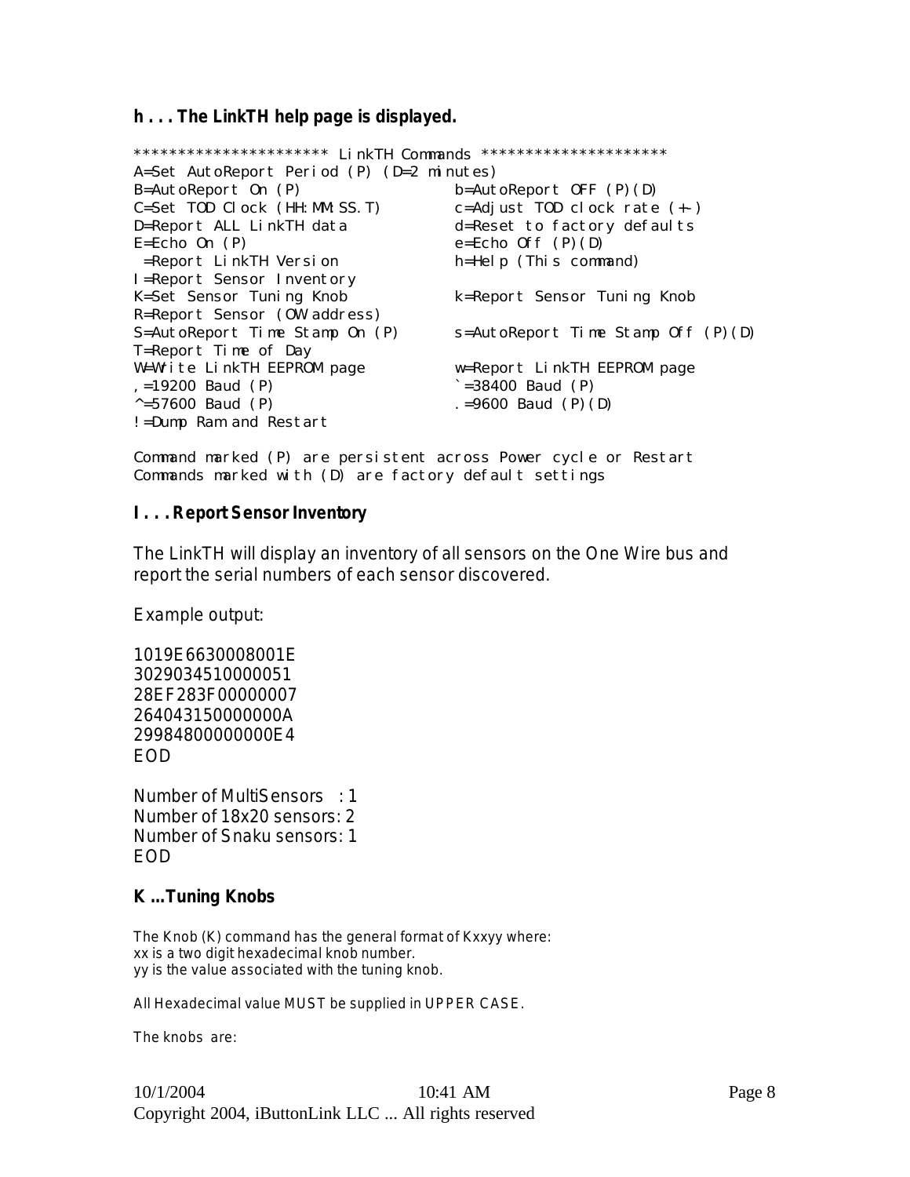**h . . . The LinkTH help page is displayed.**

```
********************** LinkTH Commands *********************
A=Set AutoReport Period (P) (D=2 minutes)
B=AutoReport On (P)                b=AutoReport OFF (P)(D)
C=Set TOD Clock (HH:MM:SS.T)       c=Adjust TOD clock rate (+-)
D=Report ALL LinkTH data           d=Reset to factory defaults
E=Echo On (P)                      e=Echo Off (P)(D)
 =Report LinkTH Version            h=Help (This command)
I=Report Sensor Inventory
K=Set Sensor Tuning Knob           k=Report Sensor Tuning Knob
R=Report Sensor (OW address)
S=AutoReport Time Stamp On (P)     s=AutoReport Time Stamp Off (P)(D)
T=Report Time of Day
W=Write LinkTH EEPROM page         w=Report LinkTH EEPROM page
,=19200 Baud (P)                   `=38400 Baud (P)
^=57600 Baud (P)                   .=9600 Baud (P)(D)
!=Dump Ram and Restart

Command marked (P) are persistent across Power cycle or Restart
Commands marked with (D) are factory default settings
```

**I . . . Report Sensor Inventory**

The LinkTH will display an inventory of all sensors on the One Wire bus and report the serial numbers of each sensor discovered.

Example output:

1019E6630008001E
3029034510000051
28EF283F00000007
264043150000000A
29984800000000E4
EOD

Number of MultiSensors : 1
Number of 18x20 sensors: 2
Number of Snaku sensors: 1
EOD

**K ...Tuning Knobs**

The Knob (K) command has the general format of Kxxyy where:
xx is a two digit hexadecimal knob number.
yy is the value associated with the tuning knob.

All Hexadecimal value MUST be supplied in UPPER CASE.

The knobs are: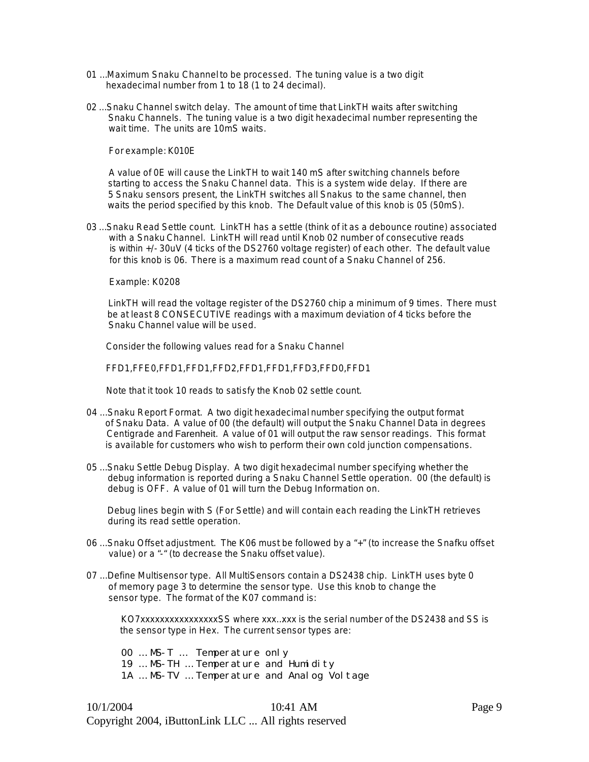01 ...Maximum Snaku Channel to be processed. The tuning value is a two digit hexadecimal number from 1 to 18 (1 to 24 decimal).

02 ...Snaku Channel switch delay. The amount of time that LinkTH waits after switching Snaku Channels. The tuning value is a two digit hexadecimal number representing the wait time. The units are 10mS waits.

For example: K010E

A value of 0E will cause the LinkTH to wait 140 mS after switching channels before starting to access the Snaku Channel data. This is a system wide delay. If there are 5 Snaku sensors present, the LinkTH switches all Snakus to the same channel, then waits the period specified by this knob. The Default value of this knob is 05 (50mS).

03 ...Snaku Read Settle count. LinkTH has a settle (think of it as a debounce routine) associated with a Snaku Channel. LinkTH will read until Knob 02 number of consecutive reads is within +/- 30uV (4 ticks of the DS2760 voltage register) of each other. The default value for this knob is 06. There is a maximum read count of a Snaku Channel of 256.

Example: K0208

LinkTH will read the voltage register of the DS2760 chip a minimum of 9 times. There must be at least 8 CONSECUTIVE readings with a maximum deviation of 4 ticks before the Snaku Channel value will be used.

Consider the following values read for a Snaku Channel

FFD1,FFE0,FFD1,FFD1,FFD2,FFD1,FFD1,FFD3,FFD0,FFD1

Note that it took 10 reads to satisfy the Knob 02 settle count.

04 ...Snaku Report Format. A two digit hexadecimal number specifying the output format of Snaku Data. A value of 00 (the default) will output the Snaku Channel Data in degrees Centigrade and Farenheit. A value of 01 will output the raw sensor readings. This format is available for customers who wish to perform their own cold junction compensations.

05 ...Snaku Settle Debug Display. A two digit hexadecimal number specifying whether the debug information is reported during a Snaku Channel Settle operation. 00 (the default) is debug is OFF. A value of 01 will turn the Debug Information on.

Debug lines begin with S (For Settle) and will contain each reading the LinkTH retrieves during its read settle operation.

06 ...Snaku Offset adjustment. The K06 must be followed by a "+" (to increase the Snafku offset value) or a "-" (to decrease the Snaku offset value).

07 ...Define Multisensor type. All MultiSensors contain a DS2438 chip. LinkTH uses byte 0 of memory page 3 to determine the sensor type. Use this knob to change the sensor type. The format of the K07 command is:

KO7xxxxxxxxxxxxxxxxSS where xxx..xxx is the serial number of the DS2438 and SS is the sensor type in Hex. The current sensor types are:

00 ... MS-T ... Temperature only
19 ... MS-TH ... Temperature and Humidity
1A ... MS-TV ... Temperature and Analog Voltage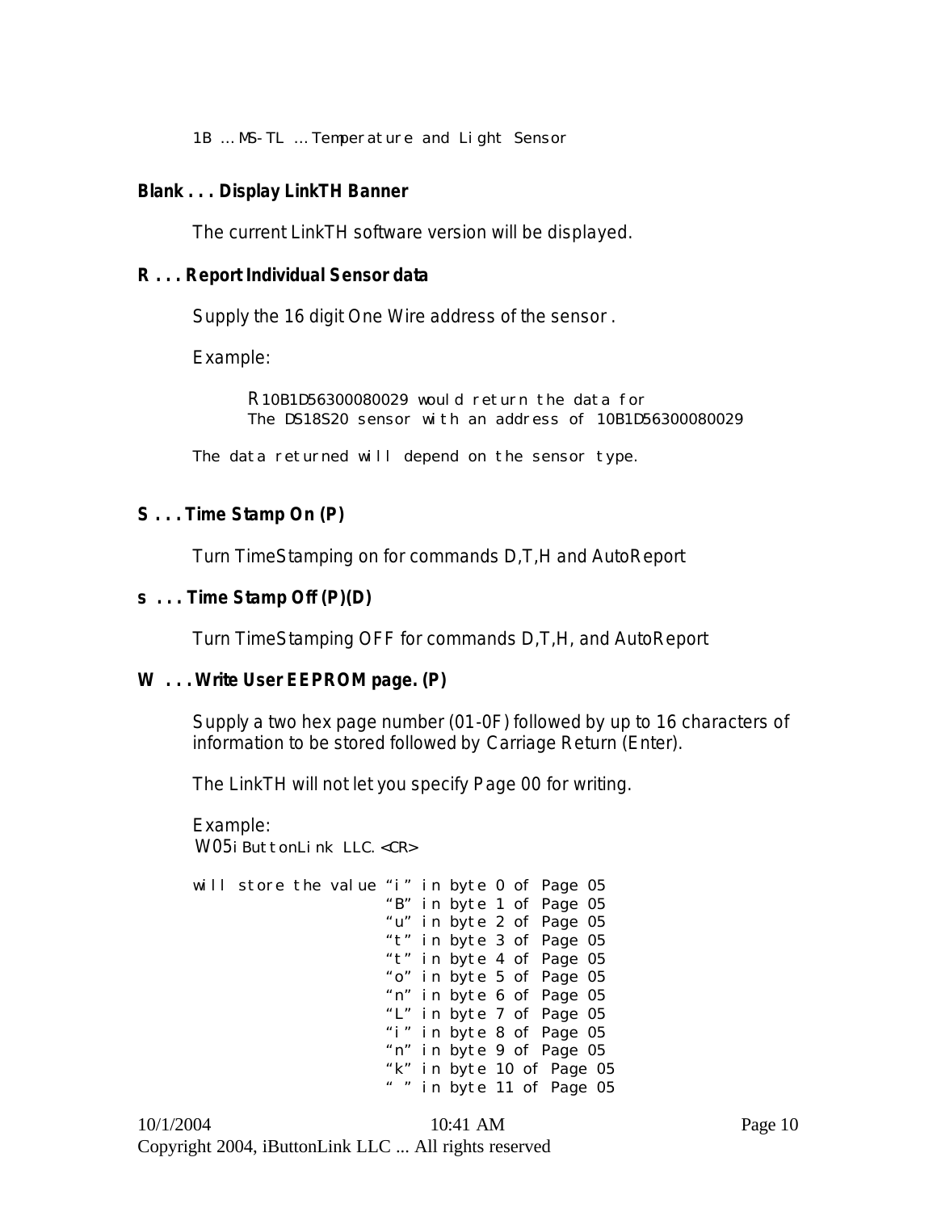1B ... MS-TL ... Temperature and Light Sensor

**Blank . . . Display LinkTH Banner**

The current LinkTH software version will be displayed.

**R . . . Report Individual Sensor data**

Supply the 16 digit One Wire address of the sensor .

Example:

R10B1D56300080029 would return the data for
The DS18S20 sensor with an address of 10B1D56300080029

The data returned will depend on the sensor type.

**S . . . Time Stamp On (P)**

Turn TimeStamping on for commands D,T,H and AutoReport

**s . . . Time Stamp Off (P)(D)**

Turn TimeStamping OFF for commands D,T,H, and AutoReport

**W . . . Write User EEPROM page. (P)**

Supply a two hex page number (01-0F) followed by up to 16 characters of information to be stored followed by Carriage Return (Enter).

The LinkTH will not let you specify Page 00 for writing.

Example:
W05iButtonLink LLC.<CR>

```
will store the value "i" in byte 0 of Page 05
                     "B" in byte 1 of Page 05
                     "u" in byte 2 of Page 05
                     "t" in byte 3 of Page 05
                     "t" in byte 4 of Page 05
                     "o" in byte 5 of Page 05
                     "n" in byte 6 of Page 05
                     "L" in byte 7 of Page 05
                     "i" in byte 8 of Page 05
                     "n" in byte 9 of Page 05
                     "k" in byte 10 of Page 05
                     " " in byte 11 of Page 05
```

10/1/2004 10:41 AM
Copyright 2004, iButtonLink LLC ... All rights reserved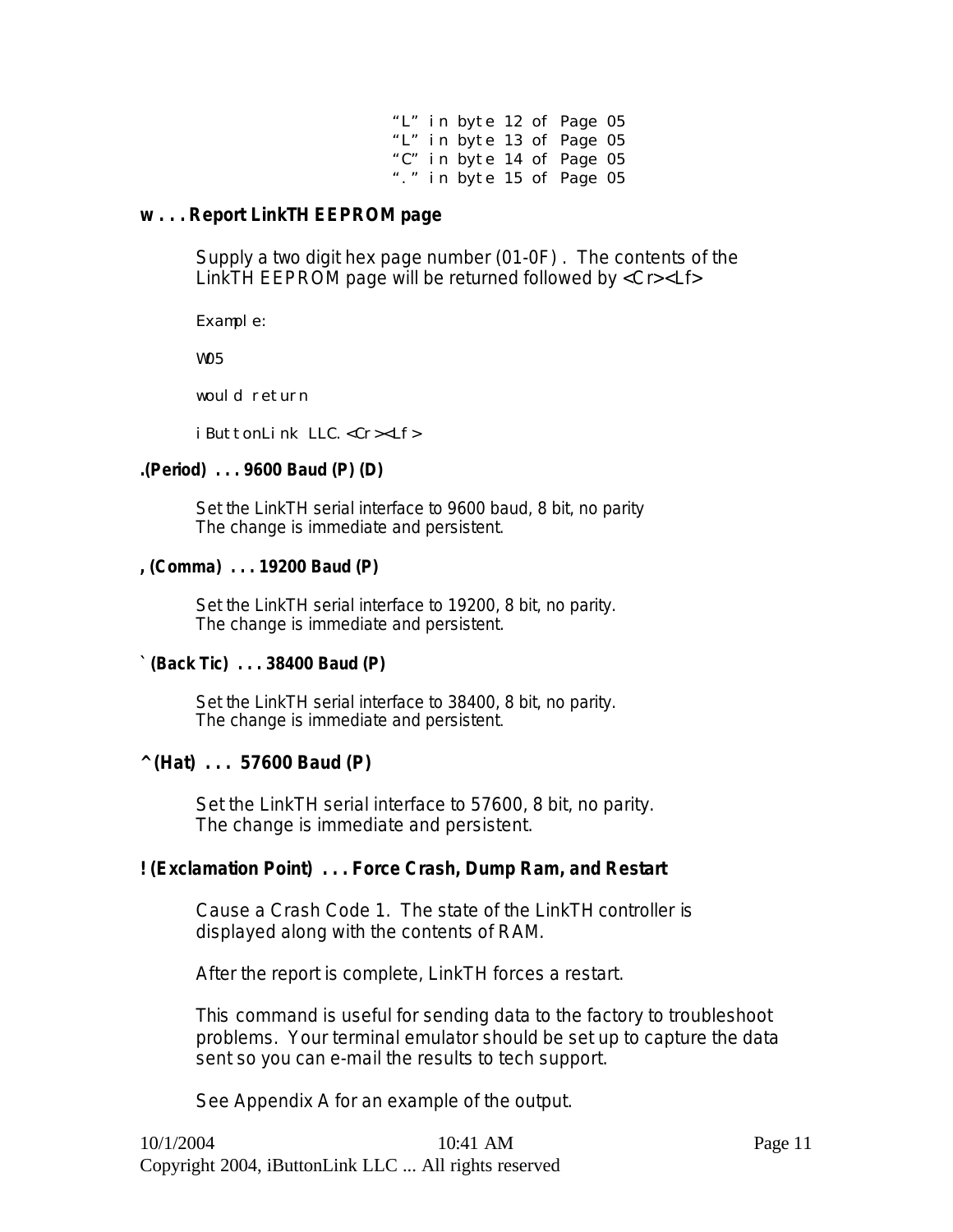"L" in byte 12 of Page 05
"L" in byte 13 of Page 05
"C" in byte 14 of Page 05
"." in byte 15 of Page 05

**w . . . Report LinkTH EEPROM page**

Supply a two digit hex page number (01-0F) . The contents of the LinkTH EEPROM page will be returned followed by <Cr><Lf>

Example:

W05

would return

iButtonLink LLC.<Cr><Lf>

**.(Period) . . . 9600 Baud (P) (D)**

Set the LinkTH serial interface to 9600 baud, 8 bit, no parity
The change is immediate and persistent.

**, (Comma) . . . 19200 Baud (P)**

Set the LinkTH serial interface to 19200, 8 bit, no parity.
The change is immediate and persistent.

**` (Back Tic) . . . 38400 Baud (P)**

Set the LinkTH serial interface to 38400, 8 bit, no parity.
The change is immediate and persistent.

**^ (Hat) . . . 57600 Baud (P)**

Set the LinkTH serial interface to 57600, 8 bit, no parity.
The change is immediate and persistent.

**! (Exclamation Point) . . . Force Crash, Dump Ram, and Restart**

Cause a Crash Code 1. The state of the LinkTH controller is displayed along with the contents of RAM.

After the report is complete, LinkTH forces a restart.

This command is useful for sending data to the factory to troubleshoot problems. Your terminal emulator should be set up to capture the data sent so you can e-mail the results to tech support.

See Appendix A for an example of the output.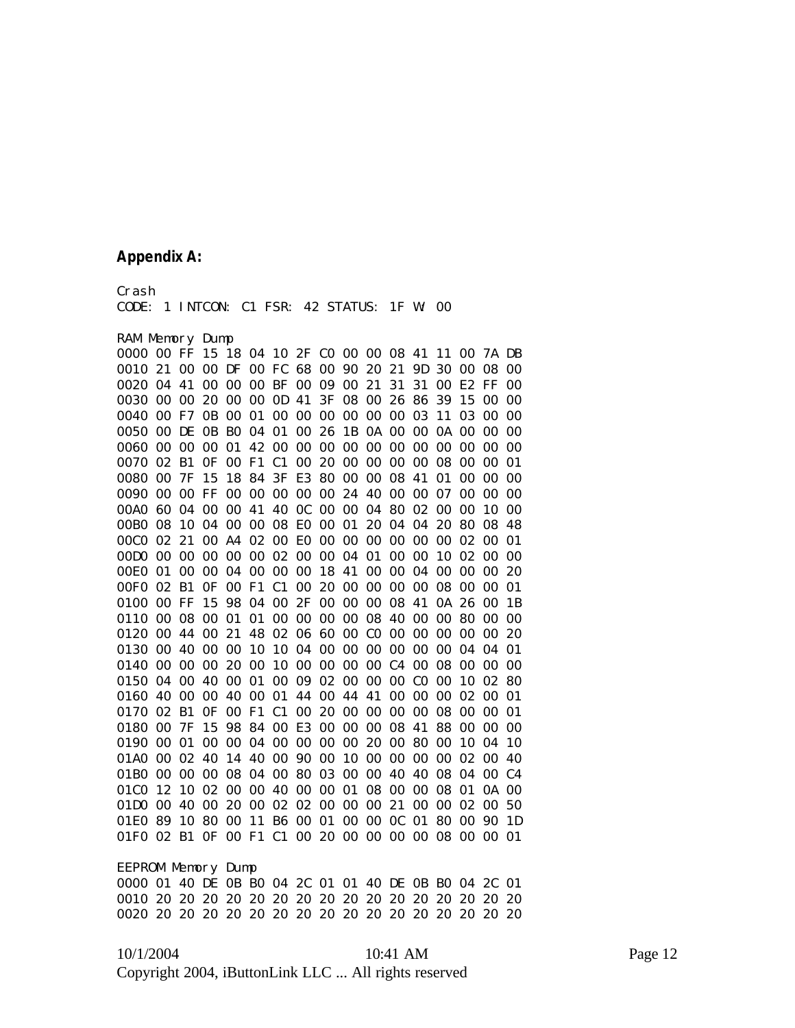**Appendix A:**

```
Crash
CODE: 1 INTCON: C1 FSR: 42 STATUS: 1F W: 00

RAM Memory Dump
0000 00 FF 15 18 04 10 2F C0 00 00 08 41 11 00 7A DB
0010 21 00 00 DF 00 FC 68 00 90 20 21 9D 30 00 08 00
0020 04 41 00 00 00 BF 00 09 00 21 31 31 00 E2 FF 00
0030 00 00 20 00 00 0D 41 3F 08 00 26 86 39 15 00 00
0040 00 F7 0B 00 01 00 00 00 00 00 00 03 11 03 00 00
0050 00 DE 0B B0 04 01 00 26 1B 0A 00 00 0A 00 00 00
0060 00 00 00 01 42 00 00 00 00 00 00 00 00 00 00 00
0070 02 B1 0F 00 F1 C1 00 20 00 00 00 00 08 00 00 01
0080 00 7F 15 18 84 3F E3 80 00 00 08 41 01 00 00 00
0090 00 00 FF 00 00 00 00 00 24 40 00 00 07 00 00 00
00A0 60 04 00 00 41 40 0C 00 00 04 80 02 00 00 10 00
00B0 08 10 04 00 00 08 E0 00 01 20 04 04 20 80 08 48
00C0 02 21 00 A4 02 00 E0 00 00 00 00 00 00 02 00 01
00D0 00 00 00 00 00 02 00 00 04 01 00 00 10 02 00 00
00E0 01 00 00 04 00 00 00 18 41 00 00 04 00 00 00 20
00F0 02 B1 0F 00 F1 C1 00 20 00 00 00 00 08 00 00 01
0100 00 FF 15 98 04 00 2F 00 00 00 08 41 0A 26 00 1B
0110 00 08 00 01 01 00 00 00 00 08 40 00 00 80 00 00
0120 00 44 00 21 48 02 06 60 00 C0 00 00 00 00 00 20
0130 00 40 00 00 10 10 04 00 00 00 00 00 00 04 04 01
0140 00 00 00 20 00 10 00 00 00 00 C4 00 08 00 00 00
0150 04 00 40 00 01 00 09 02 00 00 00 C0 00 10 02 80
0160 40 00 00 40 00 01 44 00 44 41 00 00 00 02 00 01
0170 02 B1 0F 00 F1 C1 00 20 00 00 00 00 08 00 00 01
0180 00 7F 15 98 84 00 E3 00 00 00 08 41 88 00 00 00
0190 00 01 00 00 04 00 00 00 00 20 00 80 00 10 04 10
01A0 00 02 40 14 40 00 90 00 10 00 00 00 00 02 00 40
01B0 00 00 00 08 04 00 80 03 00 00 40 40 08 04 00 C4
01C0 12 10 02 00 00 40 00 00 01 08 00 00 08 01 0A 00
01D0 00 40 00 20 00 02 02 00 00 00 21 00 00 02 00 50
01E0 89 10 80 00 11 B6 00 01 00 00 0C 01 80 00 90 1D
01F0 02 B1 0F 00 F1 C1 00 20 00 00 00 00 08 00 00 01

EEPROM Memory Dump
0000 01 40 DE 0B B0 04 2C 01 01 40 DE 0B B0 04 2C 01
0010 20 20 20 20 20 20 20 20 20 20 20 20 20 20 20 20
0020 20 20 20 20 20 20 20 20 20 20 20 20 20 20 20 20
```

10/1/2004 10:41 AM

Copyright 2004, iButtonLink LLC ... All rights reserved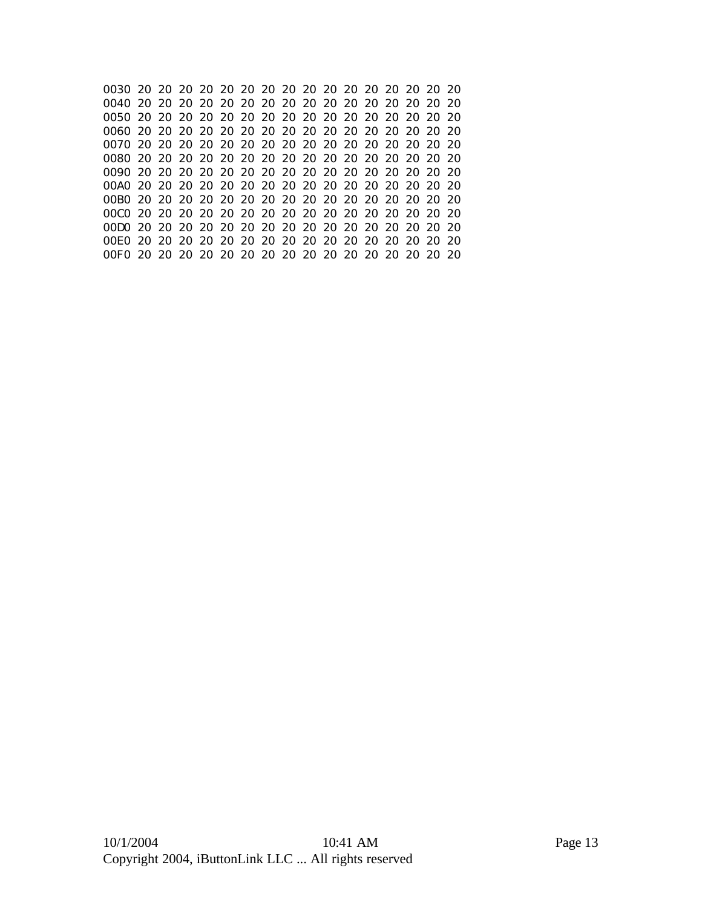```
0030 20 20 20 20 20 20 20 20 20 20 20 20 20 20 20 20
0040 20 20 20 20 20 20 20 20 20 20 20 20 20 20 20 20
0050 20 20 20 20 20 20 20 20 20 20 20 20 20 20 20 20
0060 20 20 20 20 20 20 20 20 20 20 20 20 20 20 20 20
0070 20 20 20 20 20 20 20 20 20 20 20 20 20 20 20 20
0080 20 20 20 20 20 20 20 20 20 20 20 20 20 20 20 20
0090 20 20 20 20 20 20 20 20 20 20 20 20 20 20 20 20
00A0 20 20 20 20 20 20 20 20 20 20 20 20 20 20 20 20
00B0 20 20 20 20 20 20 20 20 20 20 20 20 20 20 20 20
00C0 20 20 20 20 20 20 20 20 20 20 20 20 20 20 20 20
00D0 20 20 20 20 20 20 20 20 20 20 20 20 20 20 20 20
00E0 20 20 20 20 20 20 20 20 20 20 20 20 20 20 20 20
00F0 20 20 20 20 20 20 20 20 20 20 20 20 20 20 20 20
```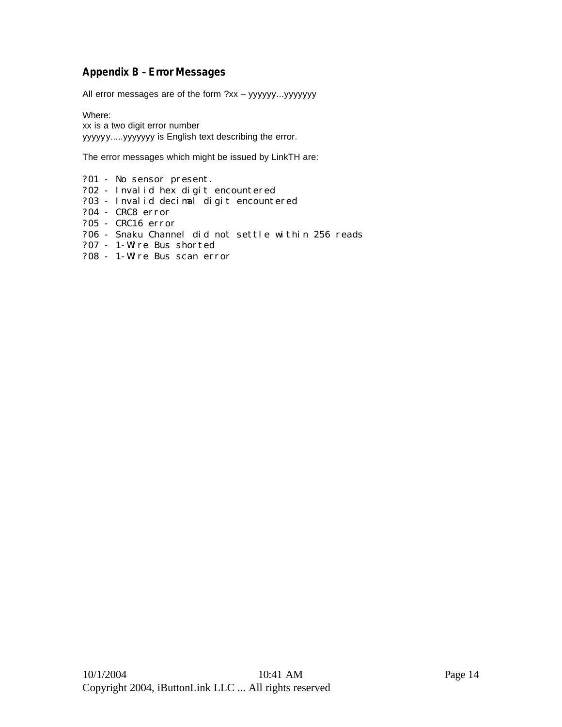## Appendix B – Error Messages

All error messages are of the form ?xx – yyyyyy...yyyyyyy

Where:
xx is a two digit error number
yyyyyy.....yyyyyyy is English text describing the error.

The error messages which might be issued by LinkTH are:

```
?01 - No sensor present.
?02 - Invalid hex digit encountered
?03 - Invalid decimal digit encountered
?04 - CRC8 error
?05 - CRC16 error
?06 - Snaku Channel did not settle within 256 reads
?07 - 1-Wire Bus shorted
?08 - 1-Wire Bus scan error
```

10/1/2004 10:41 AM
Copyright 2004, iButtonLink LLC ... All rights reserved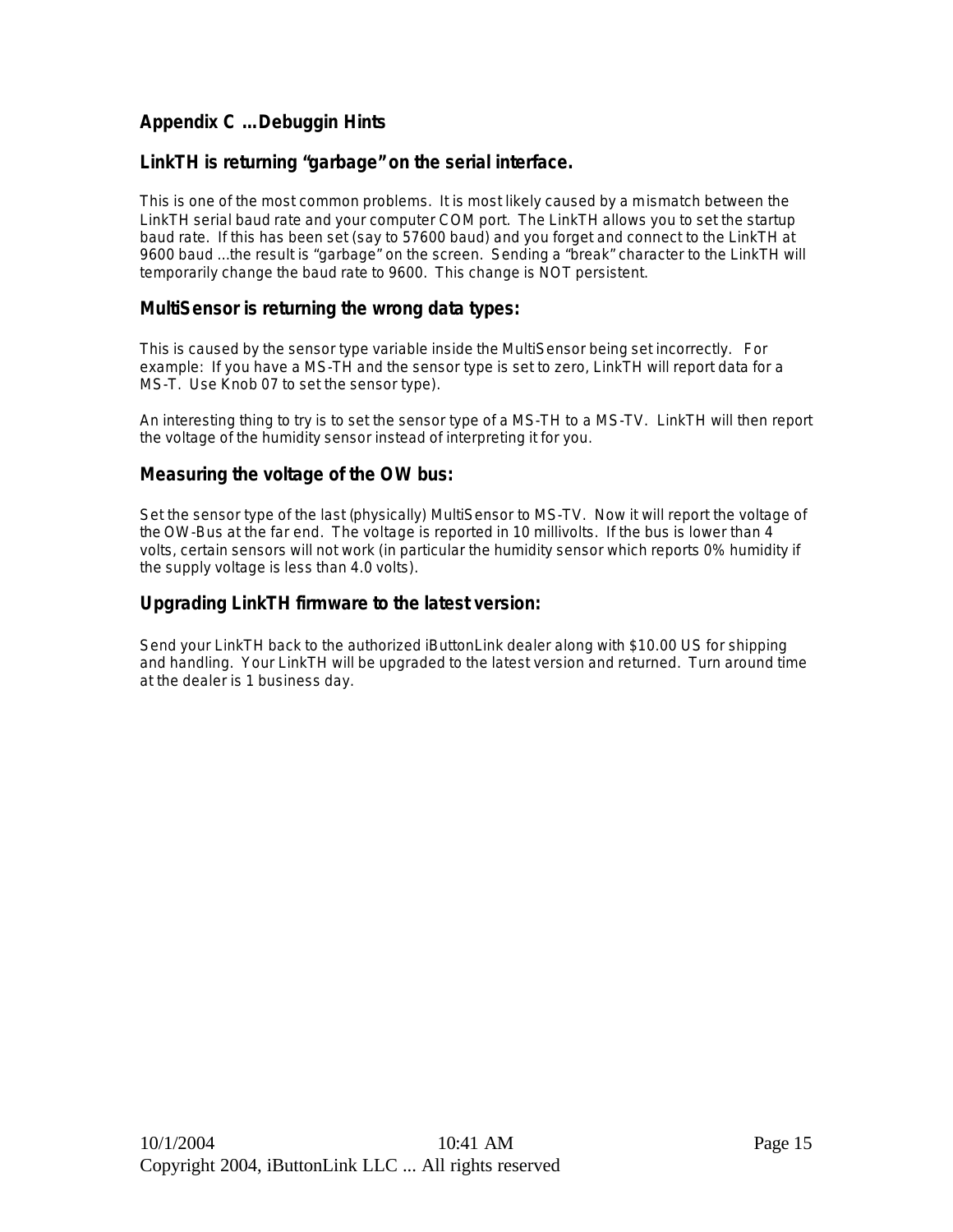## Appendix C …Debuggin Hints

### LinkTH is returning "garbage" on the serial interface.

This is one of the most common problems. It is most likely caused by a mismatch between the LinkTH serial baud rate and your computer COM port. The LinkTH allows you to set the startup baud rate. If this has been set (say to 57600 baud) and you forget and connect to the LinkTH at 9600 baud …the result is "garbage" on the screen. Sending a "break" character to the LinkTH will temporarily change the baud rate to 9600. This change is NOT persistent.

### MultiSensor is returning the wrong data types:

This is caused by the sensor type variable inside the MultiSensor being set incorrectly. For example: If you have a MS-TH and the sensor type is set to zero, LinkTH will report data for a MS-T. Use Knob 07 to set the sensor type).

An interesting thing to try is to set the sensor type of a MS-TH to a MS-TV. LinkTH will then report the voltage of the humidity sensor instead of interpreting it for you.

### Measuring the voltage of the OW bus:

Set the sensor type of the last (physically) MultiSensor to MS-TV. Now it will report the voltage of the OW-Bus at the far end. The voltage is reported in 10 millivolts. If the bus is lower than 4 volts, certain sensors will not work (in particular the humidity sensor which reports 0% humidity if the supply voltage is less than 4.0 volts).

### Upgrading LinkTH firmware to the latest version:

Send your LinkTH back to the authorized iButtonLink dealer along with $10.00 US for shipping and handling. Your LinkTH will be upgraded to the latest version and returned. Turn around time at the dealer is 1 business day.